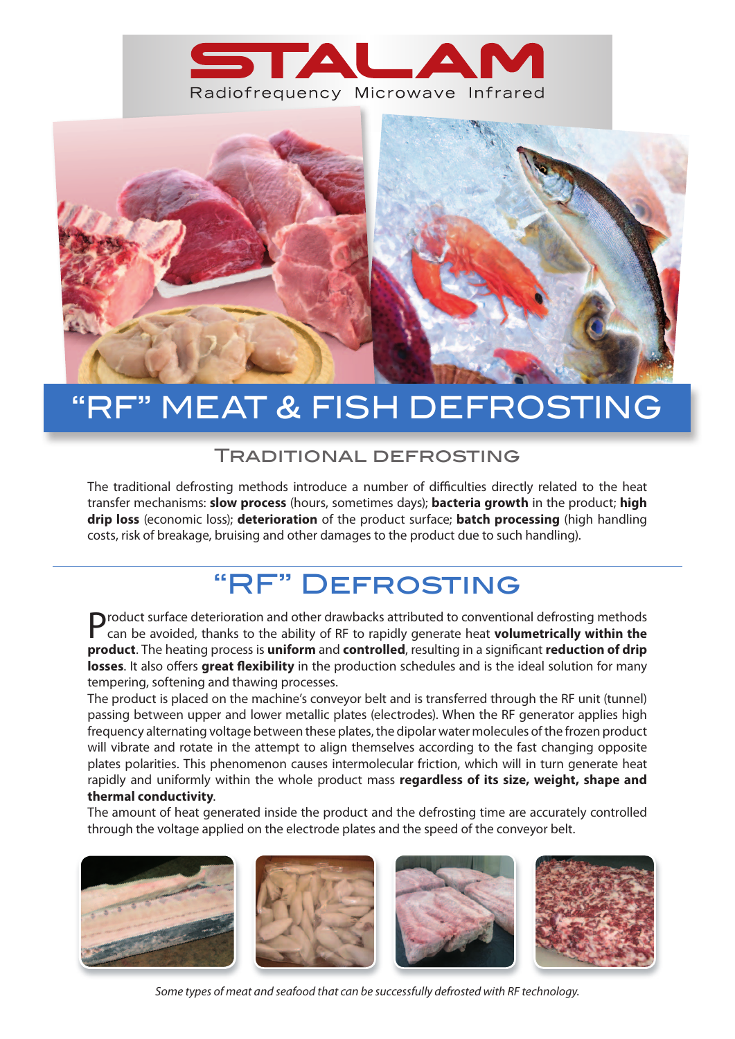# STALAM

Radiofrequency Microwave Infrared

# "RF" MEAT & FISH DEFROSTING

## Traditional defrosting

The traditional defrosting methods introduce a number of difficulties directly related to the heat transfer mechanisms: **slow process** (hours, sometimes days); **bacteria growth** in the product; **high drip loss** (economic loss); **deterioration** of the product surface; **batch processing** (high handling costs, risk of breakage, bruising and other damages to the product due to such handling).

## "RF" Defrosting

Product surface deterioration and other drawbacks attributed to conventional defrosting methods can be avoided, thanks to the ability of RF to rapidly generate heat **volumetrically within the product**. The heating process is **uniform** and **controlled**, resulting in a significant **reduction of drip losses**. It also offers **great flexibility** in the production schedules and is the ideal solution for many tempering, softening and thawing processes.

The product is placed on the machine's conveyor belt and is transferred through the RF unit (tunnel) passing between upper and lower metallic plates (electrodes). When the RF generator applies high frequency alternating voltage between these plates, the dipolar water molecules of the frozen product will vibrate and rotate in the attempt to align themselves according to the fast changing opposite plates polarities. This phenomenon causes intermolecular friction, which will in turn generate heat rapidly and uniformly within the whole product mass **regardless of its size, weight, shape and thermal conductivity**.

The amount of heat generated inside the product and the defrosting time are accurately controlled through the voltage applied on the electrode plates and the speed of the conveyor belt.

*Some types of meat and seafood that can be successfully defrosted with RF technology.*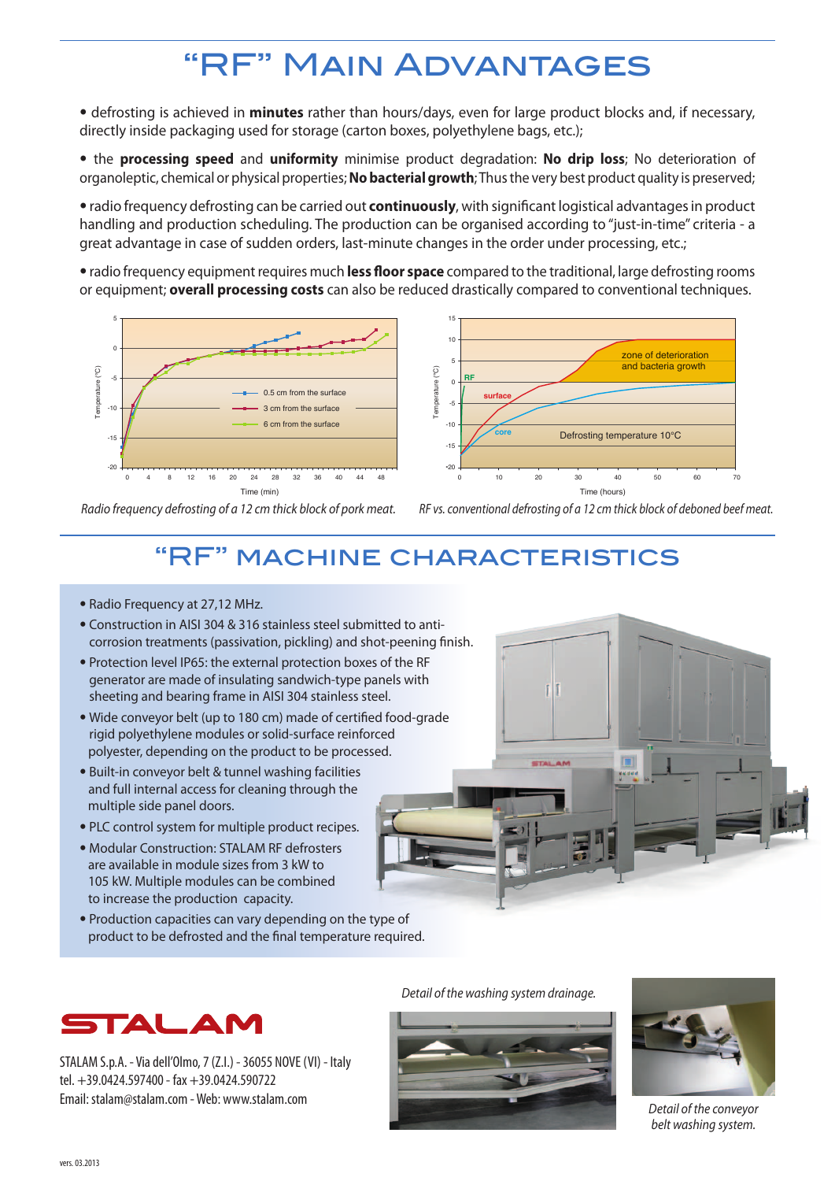# "RF" Main Advantages

- defrosting is achieved in **minutes** rather than hours/days, even for large product blocks and, if necessary, directly inside packaging used for storage (carton boxes, polyethylene bags, etc.);
- the **processing speed** and **uniformity** minimise product degradation: **No drip loss**; No deterioration of organoleptic, chemical or physical properties; **No bacterial growth**; Thus the very best product quality is preserved;
- radio frequency defrosting can be carried out **continuously**, with significant logistical advantages in product handling and production scheduling. The production can be organised according to "just-in-time" criteria - a great advantage in case of sudden orders, last-minute changes in the order under processing, etc.;
- radio frequency equipment requires much **less floor space** compared to the traditional, large defrosting rooms or equipment; **overall processing costs** can also be reduced drastically compared to conventional techniques.

Temperature (°C)
5
0
-5
-10
-15
-20
0 4 8 12 16 20 24 28 32 36 40 44 48
Time (min)
0.5 cm from the surface
3 cm from the surface
6 cm from the surface

*Radio frequency defrosting of a 12 cm thick block of pork meat.*

Temperature (°C)
15
10
5
0
-5
-10
-15
-20
0 10 20 30 40 50 60 70
Time (hours)
zone of deterioration and bacteria growth
RF
surface
core
Defrosting temperature 10°C

*RF vs. conventional defrosting of a 12 cm thick block of deboned beef meat.*

# "RF" Machine Characteristics

- Radio Frequency at 27,12 MHz.
- Construction in AISI 304 & 316 stainless steel submitted to anti-corrosion treatments (passivation, pickling) and shot-peening finish.
- Protection level IP65: the external protection boxes of the RF generator are made of insulating sandwich-type panels with sheeting and bearing frame in AISI 304 stainless steel.
- Wide conveyor belt (up to 180 cm) made of certified food-grade rigid polyethylene modules or solid-surface reinforced polyester, depending on the product to be processed.
- Built-in conveyor belt & tunnel washing facilities and full internal access for cleaning through the multiple side panel doors.
- PLC control system for multiple product recipes.
- Modular Construction: STALAM RF defrosters are available in module sizes from 3 kW to 105 kW. Multiple modules can be combined to increase the production capacity.
- Production capacities can vary depending on the type of product to be defrosted and the final temperature required.

*Detail of the washing system drainage.*

*Detail of the conveyor belt washing system.*

STALAM

STALAM S.p.A. - Via dell'Olmo, 7 (Z.I.) - 36055 NOVE (VI) - Italy
tel. +39.0424.597400 - fax +39.0424.590722
Email: stalam@stalam.com - Web: www.stalam.com

vers. 03.2013